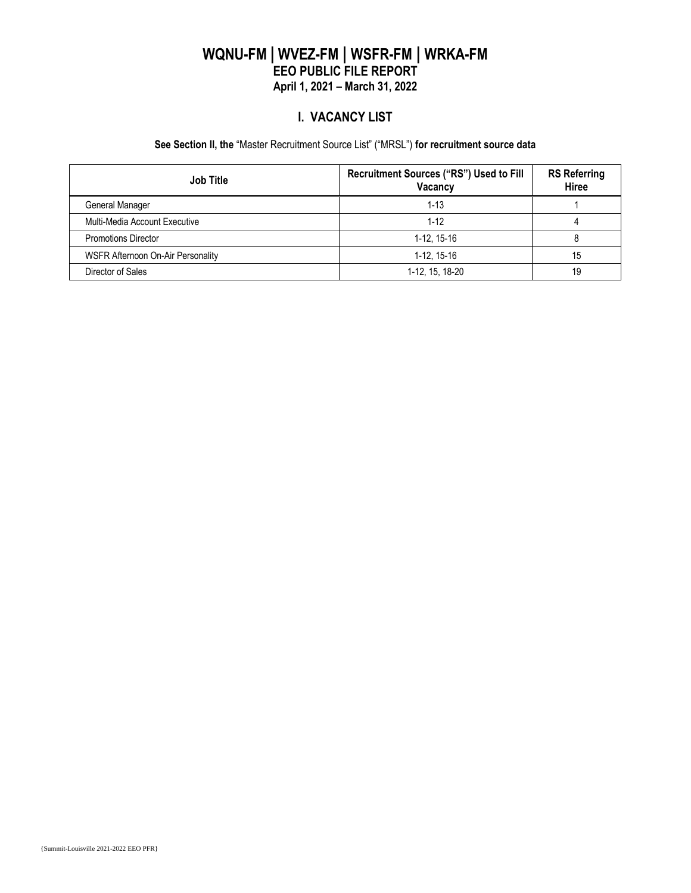# WQNU-FM | WVEZ-FM | WSFR-FM | WRKA-FM

## EEO PUBLIC FILE REPORT

### April 1, 2021 – March 31, 2022

## I. VACANCY LIST

**See Section II, the** "Master Recruitment Source List" ("MRSL") **for recruitment source data**

| Job Title | Recruitment Sources ("RS") Used to Fill Vacancy | RS Referring Hiree |
|---|---|---|
| General Manager | 1-13 | 1 |
| Multi-Media Account Executive | 1-12 | 4 |
| Promotions Director | 1-12, 15-16 | 8 |
| WSFR Afternoon On-Air Personality | 1-12, 15-16 | 15 |
| Director of Sales | 1-12, 15, 18-20 | 19 |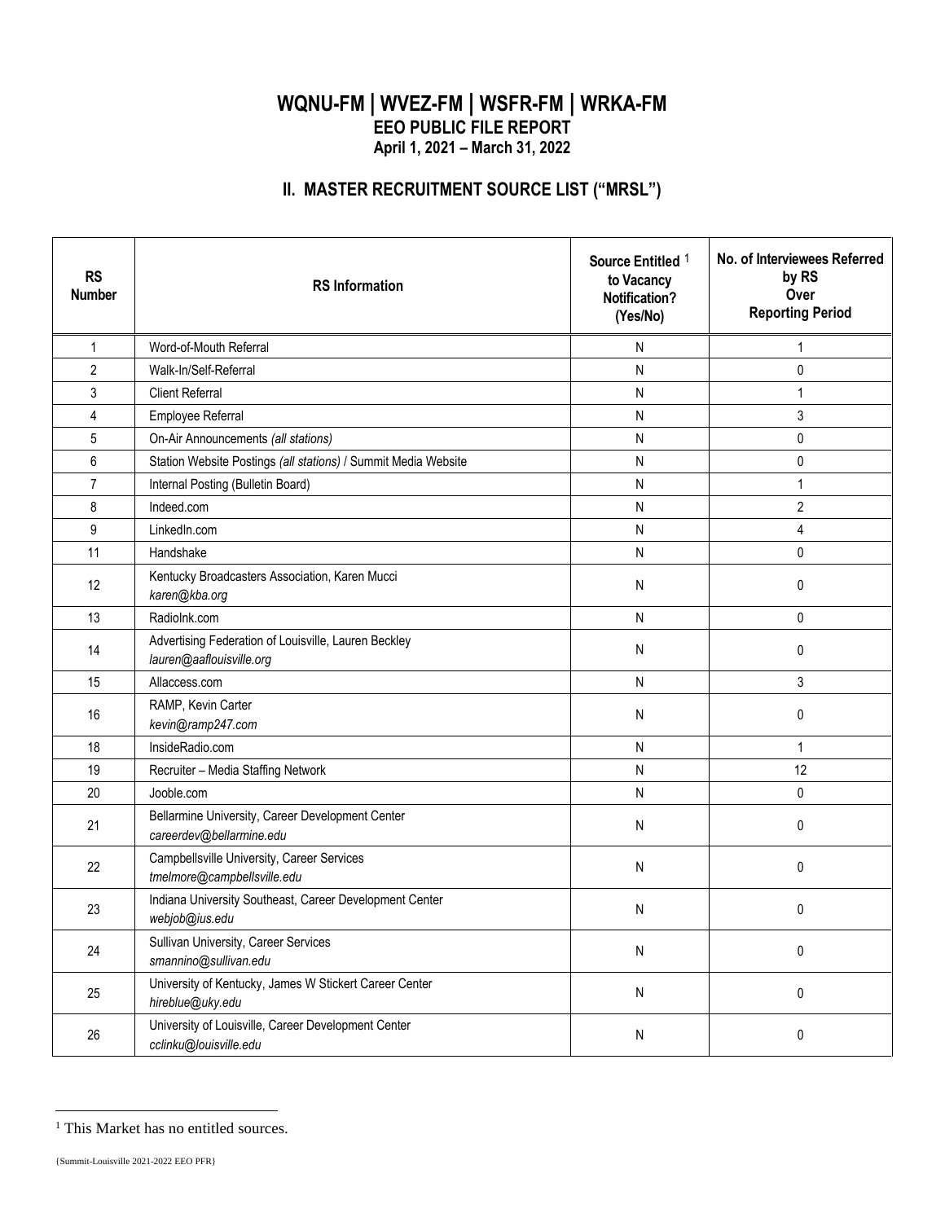# WQNU-FM | WVEZ-FM | WSFR-FM | WRKA-FM

## EEO PUBLIC FILE REPORT

### April 1, 2021 – March 31, 2022

## II. MASTER RECRUITMENT SOURCE LIST ("MRSL")

| RS Number | RS Information | Source Entitled [1] to Vacancy Notification? (Yes/No) | No. of Interviewees Referred by RS Over Reporting Period |
|---|---|---|---|
| 1 | Word-of-Mouth Referral | N | 1 |
| 2 | Walk-In/Self-Referral | N | 0 |
| 3 | Client Referral | N | 1 |
| 4 | Employee Referral | N | 3 |
| 5 | On-Air Announcements *(all stations)* | N | 0 |
| 6 | Station Website Postings *(all stations)* / Summit Media Website | N | 0 |
| 7 | Internal Posting (Bulletin Board) | N | 1 |
| 8 | Indeed.com | N | 2 |
| 9 | LinkedIn.com | N | 4 |
| 11 | Handshake | N | 0 |
| 12 | Kentucky Broadcasters Association, Karen Mucci *karen@kba.org* | N | 0 |
| 13 | RadioInk.com | N | 0 |
| 14 | Advertising Federation of Louisville, Lauren Beckley *lauren@aaflouisville.org* | N | 0 |
| 15 | Allaccess.com | N | 3 |
| 16 | RAMP, Kevin Carter *kevin@ramp247.com* | N | 0 |
| 18 | InsideRadio.com | N | 1 |
| 19 | Recruiter – Media Staffing Network | N | 12 |
| 20 | Jooble.com | N | 0 |
| 21 | Bellarmine University, Career Development Center *careerdev@bellarmine.edu* | N | 0 |
| 22 | Campbellsville University, Career Services *tmelmore@campbellsville.edu* | N | 0 |
| 23 | Indiana University Southeast, Career Development Center *webjob@ius.edu* | N | 0 |
| 24 | Sullivan University, Career Services *smannino@sullivan.edu* | N | 0 |
| 25 | University of Kentucky, James W Stickert Career Center *hireblue@uky.edu* | N | 0 |
| 26 | University of Louisville, Career Development Center *cclinku@louisville.edu* | N | 0 |

[1] This Market has no entitled sources.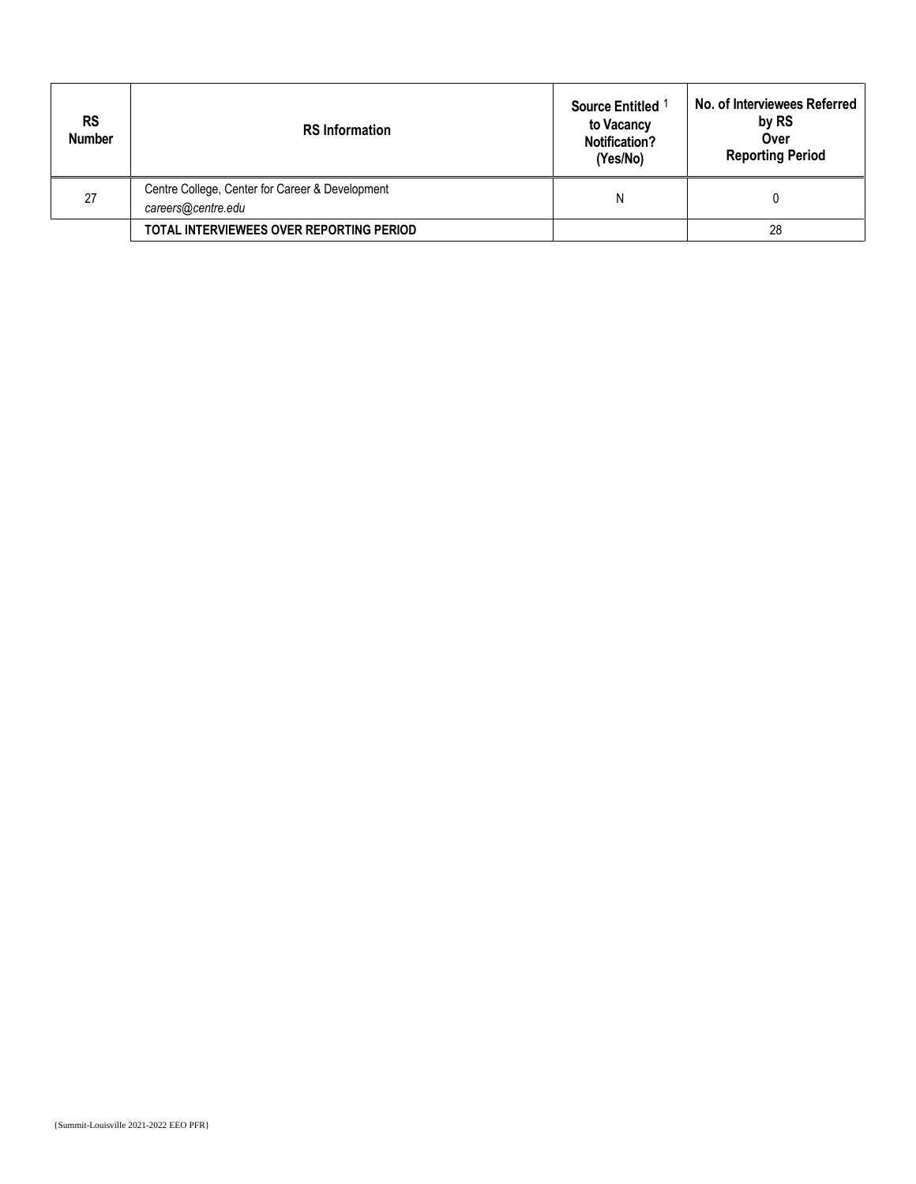| RS Number | RS Information | Source Entitled [1] to Vacancy Notification? (Yes/No) | No. of Interviewees Referred by RS Over Reporting Period |
|---|---|---|---|
| 27 | Centre College, Center for Career & Development *careers@centre.edu* | N | 0 |
| | **TOTAL INTERVIEWEES OVER REPORTING PERIOD** | | 28 |

{Summit-Louisville 2021-2022 EEO PFR}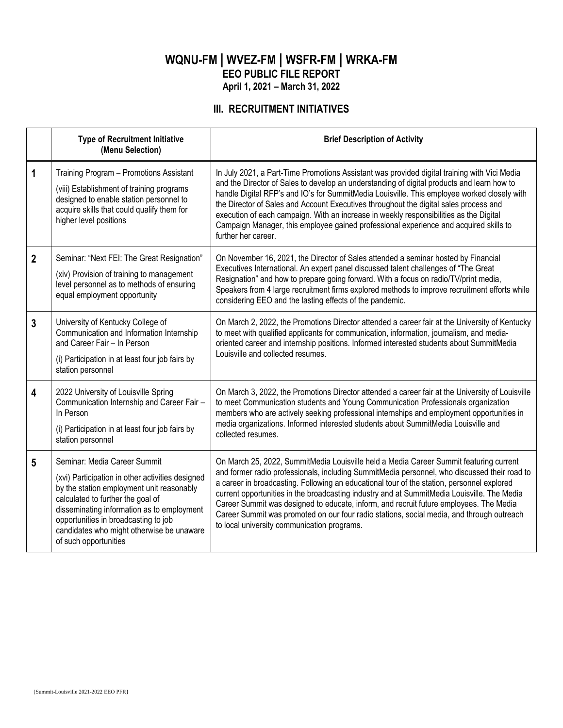# WQNU-FM | WVEZ-FM | WSFR-FM | WRKA-FM

**EEO PUBLIC FILE REPORT**

**April 1, 2021 – March 31, 2022**

## III. RECRUITMENT INITIATIVES

| | Type of Recruitment Initiative (Menu Selection) | Brief Description of Activity |
|---|---|---|
| **1** | Training Program – Promotions Assistant<br><br>(viii) Establishment of training programs designed to enable station personnel to acquire skills that could qualify them for higher level positions | In July 2021, a Part-Time Promotions Assistant was provided digital training with Vici Media and the Director of Sales to develop an understanding of digital products and learn how to handle Digital RFP's and IO's for SummitMedia Louisville. This employee worked closely with the Director of Sales and Account Executives throughout the digital sales process and execution of each campaign. With an increase in weekly responsibilities as the Digital Campaign Manager, this employee gained professional experience and acquired skills to further her career. |
| **2** | Seminar: "Next FEI: The Great Resignation"<br><br>(xiv) Provision of training to management level personnel as to methods of ensuring equal employment opportunity | On November 16, 2021, the Director of Sales attended a seminar hosted by Financial Executives International. An expert panel discussed talent challenges of "The Great Resignation" and how to prepare going forward. With a focus on radio/TV/print media, Speakers from 4 large recruitment firms explored methods to improve recruitment efforts while considering EEO and the lasting effects of the pandemic. |
| **3** | University of Kentucky College of Communication and Information Internship and Career Fair – In Person<br><br>(i) Participation in at least four job fairs by station personnel | On March 2, 2022, the Promotions Director attended a career fair at the University of Kentucky to meet with qualified applicants for communication, information, journalism, and media-oriented career and internship positions. Informed interested students about SummitMedia Louisville and collected resumes. |
| **4** | 2022 University of Louisville Spring Communication Internship and Career Fair – In Person<br><br>(i) Participation in at least four job fairs by station personnel | On March 3, 2022, the Promotions Director attended a career fair at the University of Louisville to meet Communication students and Young Communication Professionals organization members who are actively seeking professional internships and employment opportunities in media organizations. Informed interested students about SummitMedia Louisville and collected resumes. |
| **5** | Seminar: Media Career Summit<br><br>(xvi) Participation in other activities designed by the station employment unit reasonably calculated to further the goal of disseminating information as to employment opportunities in broadcasting to job candidates who might otherwise be unaware of such opportunities | On March 25, 2022, SummitMedia Louisville held a Media Career Summit featuring current and former radio professionals, including SummitMedia personnel, who discussed their road to a career in broadcasting. Following an educational tour of the station, personnel explored current opportunities in the broadcasting industry and at SummitMedia Louisville. The Media Career Summit was designed to educate, inform, and recruit future employees. The Media Career Summit was promoted on our four radio stations, social media, and through outreach to local university communication programs. |

{Summit-Louisville 2021-2022 EEO PFR}